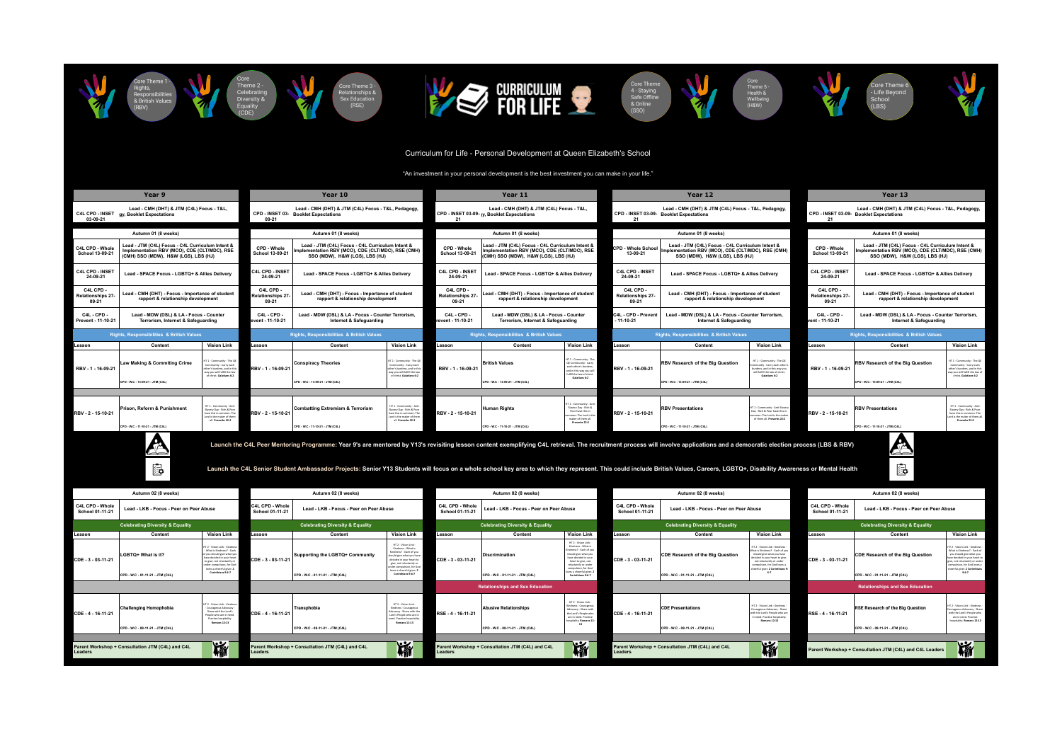Core Theme 1 - Rights, Responsibilities & British Values (RBV)

Core Theme 2 - Celebrating Diversity & Equality (CDE)

Core Theme 3 - Relationships & Sex Education (RSE)

# CURRICULUM FOR LIFE

Core Theme 4 - Staying Safe Offline & Online (SSO)

Core Theme 5 - Health & Wellbeing (H&W)

Core Theme 6 - Life Beyond School (LBS)

## Curriculum for Life - Personal Development at Queen Elizabeth's School

"An investment in your personal development is the best investment you can make in your life."

## Year 9

| | | |
|---|---|---|
| C4L CPD - INSET 03-09-21 | Lead - CMH (DHT) & JTM (C4L) Focus - T&L, gy, Booklet Expectations | |
| **Autumn 01 (8 weeks)** | | |
| C4L CPD - Whole School 13-09-21 | Lead - JTM (C4L) Focus - C4L Curriculum Intent & Implementation RBV (MCO), CDE (CLT/MDC), RSE (CMH) SSO (MDW), H&W (LGS), LBS (HJ) | |
| C4L CPD - INSET 24-09-21 | Lead - SPACE Focus - LGBTQ+ & Allies Delivery | |
| C4L CPD - Relationships 27-09-21 | Lead - CMH (DHT) - Focus - Importance of student rapport & relationship development | |
| C4L - CPD - Prevent - 11-10-21 | Lead - MDW (DSL) & LA - Focus - Counter Terrorism, Internet & Safeguarding | |
| **Rights, Responsibilities & British Values** | | |
| **Lesson** | **Content** | **Vision Link** |
| RBV - 1 - 16-09-21 | Law Making & Commiting Crime<br>CPD - W.C - 13-09-21 - JTM (C4L) | HT 1 - Community - The QE Community - Carry each other's burdens, and in this way you will fulfill the law of christ. Galatians 6:2 |
| RBV - 2 - 15-10-21 | Prison, Reform & Punishment<br>CPD - W.C - 11-10-21 - JTM (C4L) | HT 1 - Community - Anti Slavery Day - Rich & Poor have this in common: The Lord is the maker of them all. Proverbs 22:2 |
| **Autumn 02 (8 weeks)** | | |
| C4L CPD - Whole School 01-11-21 | Lead - LKB - Focus - Peer on Peer Abuse | |
| **Celebrating Diversity & Equality** | | |
| **Lesson** | **Content** | **Vision Link** |
| CDE - 3 - 03-11-21 | LGBTQ+ What is it?<br>CPD - W.C - 01-11-21 - JTM (C4L) | HT 2 - Vision Link - Kindness - What is Kindness? - Each of you should give what you have decided in your heart to give, not reluctantly or under compulsion, for God loves a cheerful giver. 2 Corinthians 9:6-7 |
| CDE - 4 - 16-11-21 | Challenging Homophobia<br>CPD - W.C - 08-11-21 - JTM (C4L) | HT 2 - Vision Link - Kindness - Courageous Advocacy - Share with the Lord's People who are in need. Practice hospitality. Romans 12:13 |
| Parent Workshop + Consultation JTM (C4L) and C4L Leaders | | |

## Year 10

| | | |
|---|---|---|
| CPD - INSET 03-09-21 | Lead - CMH (DHT) & JTM (C4L) Focus - T&L, Pedagogy, Booklet Expectations | |
| **Autumn 01 (8 weeks)** | | |
| CPD - Whole School 13-09-21 | Lead - JTM (C4L) Focus - C4L Curriculum Intent & Implementation RBV (MCO), CDE (CLT/MDC), RSE (CMH) SSO (MDW), H&W (LGS), LBS (HJ) | |
| C4L CPD - INSET 24-09-21 | Lead - SPACE Focus - LGBTQ+ & Allies Delivery | |
| C4L CPD - Relationships 27-09-21 | Lead - CMH (DHT) - Focus - Importance of student rapport & relationship development | |
| C4L - CPD - Prevent - 11-10-21 | Lead - MDW (DSL) & LA - Focus - Counter Terrorism, Internet & Safeguarding | |
| **Rights, Responsibilities & British Values** | | |
| **Lesson** | **Content** | **Vision Link** |
| RBV - 1 - 16-09-21 | Conspiracy Theories<br>CPD - W.C - 13-09-21 - JTM (C4L) | HT 1 - Community - The QE Community - Carry each other's burdens, and in this way you will fulfill the law of christ. Galatians 6:2 |
| RBV - 2 - 15-10-21 | Combatting Extremism & Terrorism<br>CPD - W.C - 11-10-21 - JTM (C4L) | HT 1 - Community - Anti Slavery Day - Rich & Poor have this in common: The Lord is the maker of them all. Proverbs 22:2 |
| **Autumn 02 (8 weeks)** | | |
| C4L CPD - Whole School 01-11-21 | Lead - LKB - Focus - Peer on Peer Abuse | |
| **Celebrating Diversity & Equality** | | |
| **Lesson** | **Content** | **Vision Link** |
| CDE - 3 - 03-11-21 | Supporting the LGBTQ+ Community<br>CPD - W.C - 01-11-21 - JTM (C4L) | HT 2 - Vision Link - Kindness - What is Kindness? - Each of you should give what you have decided in your heart to give, not reluctantly or under compulsion, for God loves a cheerful giver. 2 Corinthians 9:6-7 |
| CDE - 4 - 16-11-21 | Transphobia<br>CPD - W.C - 08-11-21 - JTM (C4L) | HT 2 - Vision Link - Kindness - Courageous Advocacy - Share with the Lord's People who are in need. Practice hospitality. Romans 12:13 |
| Parent Workshop + Consultation JTM (C4L) and C4L Leaders | | |

## Year 11

| | | |
|---|---|---|
| CPD - INSET 03-09-21 | Lead - CMH (DHT) & JTM (C4L) Focus - T&L, gy, Booklet Expectations | |
| **Autumn 01 (8 weeks)** | | |
| CPD - Whole School 13-09-21 | Lead - JTM (C4L) Focus - C4L Curriculum Intent & Implementation RBV (MCO), CDE (CLT/MDC), RSE (CMH) SSO (MDW), H&W (LGS), LBS (HJ) | |
| C4L CPD - INSET 24-09-21 | Lead - SPACE Focus - LGBTQ+ & Allies Delivery | |
| C4L CPD - Relationships 27-09-21 | Lead - CMH (DHT) - Focus - Importance of student rapport & relationship development | |
| C4L - CPD - Prevent - 11-10-21 | Lead - MDW (DSL) & LA - Focus - Counter Terrorism, Internet & Safeguarding | |
| **Rights, Responsibilities & British Values** | | |
| **Lesson** | **Content** | **Vision Link** |
| RBV - 1 - 16-09-21 | British Values<br>CPD - W.C - 13-09-21 - JTM (C4L) | HT 1 - Community - The QE Community - Carry each other's burdens, and in this way you will fulfill the law of christ. Galatians 6:2 |
| RBV - 2 - 15-10-21 | Human Rights<br>CPD - W.C - 11-10-21 - JTM (C4L) | HT 1 - Community - Anti Slavery Day - Rich & Poor have this in common: The Lord is the maker of them all. Proverbs 22:2 |
| **Autumn 02 (8 weeks)** | | |
| C4L CPD - Whole School 01-11-21 | Lead - LKB - Focus - Peer on Peer Abuse | |
| **Celebrating Diversity & Equality** | | |
| **Lesson** | **Content** | **Vision Link** |
| CDE - 3 - 03-11-21 | Discrimination<br>CPD - W.C - 01-11-21 - JTM (C4L) | HT 2 - Vision Link - Kindness - What is Kindness? - Each of you should give what you have decided in your heart to give, not reluctantly or under compulsion, for God loves a cheerful giver. 2 Corinthians 9:6-7 |
| **Relationships and Sex Education** | | |
| RSE - 4 - 16-11-21 | Abusive Relationships<br>CPD - W.C - 08-11-21 - JTM (C4L) | HT 2 - Vision Link - Kindness - Courageous Advocacy - Share with the Lord's People who are in need. Practice hospitality. Romans 12:13 |
| Parent Workshop + Consultation JTM (C4L) and C4L Leaders | | |

## Year 12

| | | |
|---|---|---|
| CPD - INSET 03-09-21 | Lead - CMH (DHT) & JTM (C4L) Focus - T&L, Pedagogy, Booklet Expectations | |
| **Autumn 01 (8 weeks)** | | |
| CPD - Whole School 13-09-21 | Lead - JTM (C4L) Focus - C4L Curriculum Intent & Implementation RBV (MCO), CDE (CLT/MDC), RSE (CMH) SSO (MDW), H&W (LGS), LBS (HJ) | |
| C4L CPD - INSET 24-09-21 | Lead - SPACE Focus - LGBTQ+ & Allies Delivery | |
| C4L CPD - Relationships 27-09-21 | Lead - CMH (DHT) - Focus - Importance of student rapport & relationship development | |
| C4L - CPD - Prevent - 11-10-21 | Lead - MDW (DSL) & LA - Focus - Counter Terrorism, Internet & Safeguarding | |
| **Rights, Responsibilities & British Values** | | |
| **Lesson** | **Content** | **Vision Link** |
| RBV - 1 - 16-09-21 | RBV Research of the Big Question<br>CPD - W.C - 13-09-21 - JTM (C4L) | HT 1 - Community - The QE Community - Carry each other's burdens, and in this way you will fulfill the law of christ. Galatians 6:2 |
| RBV - 2 - 15-10-21 | RBV Presentations<br>CPD - W.C - 11-10-21 - JTM (C4L) | HT 1 - Community - Anti Slavery Day - Rich & Poor have this in common: The Lord is the maker of them all. Proverbs 22:2 |
| **Autumn 02 (8 weeks)** | | |
| C4L CPD - Whole School 01-11-21 | Lead - LKB - Focus - Peer on Peer Abuse | |
| **Celebrating Diversity & Equality** | | |
| **Lesson** | **Content** | **Vision Link** |
| CDE - 3 - 03-11-21 | CDE Research of the Big Question<br>CPD - W.C - 01-11-21 - JTM (C4L) | HT 2 - Vision Link - Kindness - What is Kindness? - Each of you should give what you have decided in your heart to give, not reluctantly or under compulsion, for God loves a cheerful giver. 2 Corinthians 9:6-7 |
| CDE - 4 - 16-11-21 | CDE Presentations<br>CPD - W.C - 08-11-21 - JTM (C4L) | HT 2 - Vision Link - Kindness - Courageous Advocacy - Share with the Lord's People who are in need. Practice hospitality. Romans 12:13 |
| Parent Workshop + Consultation JTM (C4L) and C4L Leaders | | |

## Year 13

| | | |
|---|---|---|
| CPD - INSET 03-09-21 | Lead - CMH (DHT) & JTM (C4L) Focus - T&L, Pedagogy, Booklet Expectations | |
| **Autumn 01 (8 weeks)** | | |
| CPD - Whole School 13-09-21 | Lead - JTM (C4L) Focus - C4L Curriculum Intent & Implementation RBV (MCO), CDE (CLT/MDC), RSE (CMH) SSO (MDW), H&W (LGS), LBS (HJ) | |
| C4L CPD - INSET 24-09-21 | Lead - SPACE Focus - LGBTQ+ & Allies Delivery | |
| C4L CPD - Relationships 27-09-21 | Lead - CMH (DHT) - Focus - Importance of student rapport & relationship development | |
| C4L - CPD - Prevent - 11-10-21 | Lead - MDW (DSL) & LA - Focus - Counter Terrorism, Internet & Safeguarding | |
| **Rights, Responsibilities & British Values** | | |
| **Lesson** | **Content** | **Vision Link** |
| RBV - 1 - 16-09-21 | RBV Research of the Big Question<br>CPD - W.C - 13-09-21 - JTM (C4L) | HT 1 - Community - The QE Community - Carry each other's burdens, and in this way you will fulfill the law of christ. Galatians 6:2 |
| RBV - 2 - 15-10-21 | RBV Presentations<br>CPD - W.C - 11-10-21 - JTM (C4L) | HT 1 - Community - Anti Slavery Day - Rich & Poor have this in common: The Lord is the maker of them all. Proverbs 22:2 |
| **Autumn 02 (8 weeks)** | | |
| C4L CPD - Whole School 01-11-21 | Lead - LKB - Focus - Peer on Peer Abuse | |
| **Celebrating Diversity & Equality** | | |
| **Lesson** | **Content** | **Vision Link** |
| CDE - 3 - 03-11-21 | CDE Research of the Big Question<br>CPD - W.C - 01-11-21 - JTM (C4L) | HT 2 - Vision Link - Kindness - What is Kindness? - Each of you should give what you have decided in your heart to give, not reluctantly or under compulsion, for God loves a cheerful giver. 2 Corinthians 9:6-7 |
| **Relationships and Sex Education** | | |
| RSE - 4 - 16-11-21 | RSE Research of the Big Question<br>CPD - W.C - 08-11-21 - JTM (C4L) | HT 2 - Vision Link - Kindness - Courageous Advocacy - Share with the Lord's People who are in need. Practice hospitality. Romans 12:13 |
| Parent Workshop + Consultation JTM (C4L) and C4L Leaders | | |

**Launch the C4L Peer Mentoring Programme: Year 9's are mentored by Y13's revisiting lesson content exemplifying C4L retrieval. The recruitment process will involve applications and a democratic election process (LBS & RBV)**

**Launch the C4L Senior Student Ambassador Projects: Senior Y13 Students will focus on a whole school key area to which they represent. This could include British Values, Careers, LGBTQ+, Disability Awareness or Mental Health**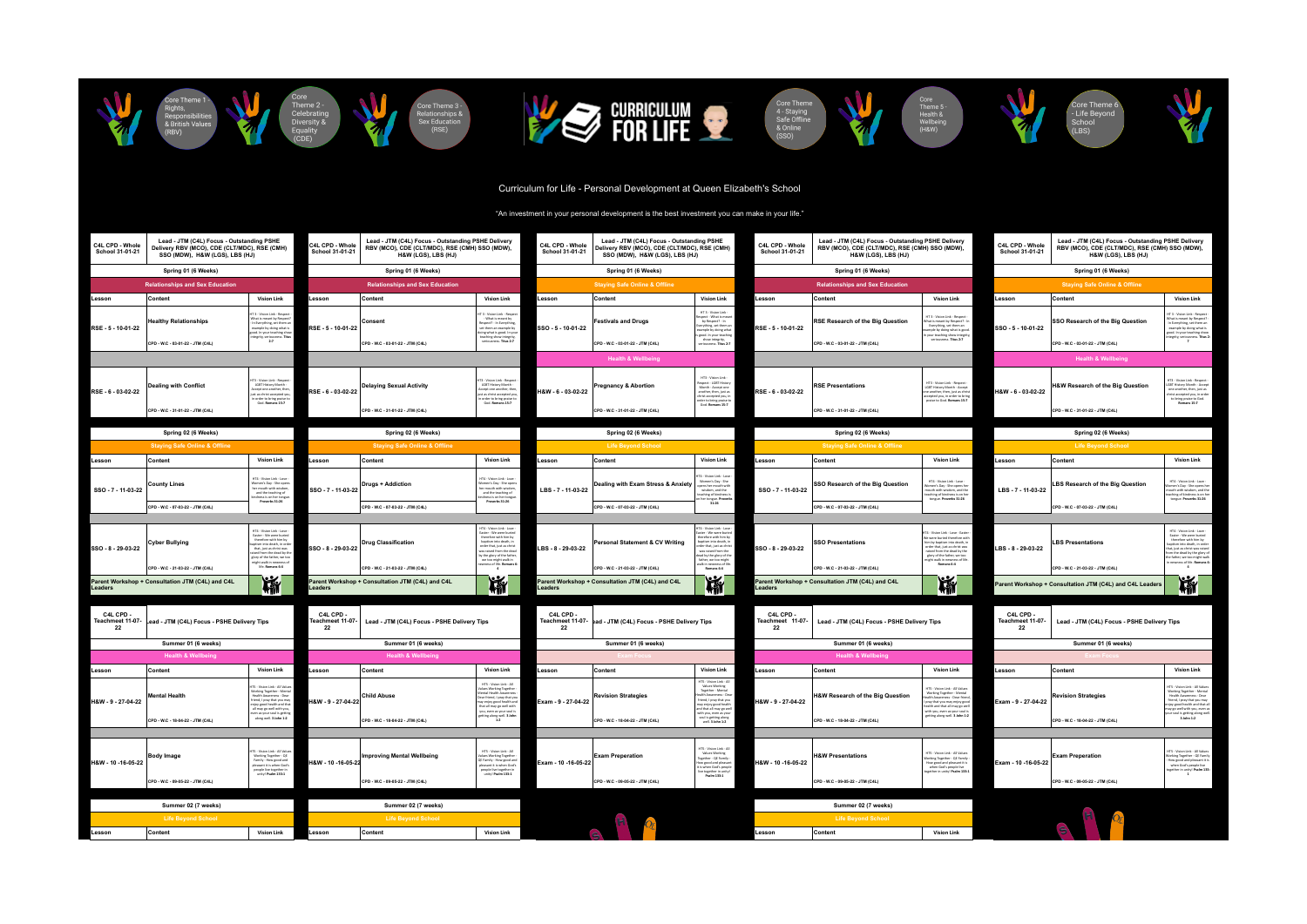Core Theme 1 - Rights, Responsibilities & British Values (RBV)

Core Theme 2 - Celebrating Diversity & Equality (CDE)

Core Theme 3 - Relationships & Sex Education (RSE)

CURRICULUM FOR LIFE

Core Theme 4 - Staying Safe Offline & Online (SSO)

Core Theme 5 - Health & Wellbeing (H&W)

Core Theme 6 - Life Beyond School (LBS)

# Curriculum for Life - Personal Development at Queen Elizabeth's School

"An investment in your personal development is the best investment you can make in your life."

## Column 1

| C4L CPD - Whole School 31-01-21 | Lead - JTM (C4L) Focus - Outstanding PSHE Delivery RBV (MCO), CDE (CLT/MDC), RSE (CMH) SSO (MDW), H&W (LGS), LBS (HJ) | |
|---|---|---|
| | **Spring 01 (6 Weeks)** | |
| | **Relationships and Sex Education** | |
| **Lesson** | **Content** | **Vision Link** |
| RSE - 5 - 10-01-22 | Healthy Relationships<br>CPD - W.C - 03-01-22 - JTM (C4L) | HT 3 - Vision Link - Respect - What is meant by Respect? - In everything, set them an example by doing what is good. In your teaching show integrity, seriousness. Titus 2:7 |
| RSE - 6 - 03-02-22 | Dealing with Conflict<br>CPD - W.C - 31-01-22 - JTM (C4L) | HT3 - Vision Link - Respect - LGBT History Month - Accept one another, then, just as christ accepted you, in order to bring praise to God. Romans 15:7 |
| | **Spring 02 (6 Weeks)** | |
| | **Staying Safe Online & Offline** | |
| **Lesson** | **Content** | **Vision Link** |
| SSO - 7 - 11-03-22 | County Lines<br>CPD - W.C - 07-03-22 - JTM (C4L) | HT4 - Vision Link - Love - Women's Day - She opens her mouth with wisdom, and the teaching of kindness is on her tongue. Proverbs 31:26 |
| SSO - 8 - 29-03-22 | Cyber Bullying<br>CPD - W.C - 21-03-22 - JTM (C4L) | HT4 - Vision Link - Love - Easter - We were buried therefore with him by baptism into death, in order that, just as christ was raised from the dead by the glory of the father, we too might walk in newness of life. Romans 6:4 |
| Parent Workshop + Consultation JTM (C4L) and C4L Leaders | | |

| C4L CPD - Teachmeet 11-07-22 | Lead - JTM (C4L) Focus - PSHE Delivery Tips | |
|---|---|---|
| | **Summer 01 (6 weeks)** | |
| | **Health & Wellbeing** | |
| **Lesson** | **Content** | **Vision Link** |
| H&W - 9 - 27-04-22 | Mental Health<br>CPD - W.C - 18-04-22 - JTM (C4L) | HT5 - Vision Link - All Values Working Together - Mental Health Awareness - Dear friend, I pray that you may enjoy good health and that all may go well with you, even as your soul is getting along well. 3 John 1:2 |
| H&W - 10 -16-05-22 | Body Image<br>CPD - W.C - 09-05-22 - JTM (C4L) | HT5 - Vision Link - All Values Working Together - Q4 Family - How good and pleasant it is when God's people live together in unity! Psalm 133:1 |
| | **Summer 02 (7 weeks)** | |
| | **Life Beyond School** | |
| **Lesson** | **Content** | **Vision Link** |

## Column 2

| C4L CPD - Whole School 31-01-21 | Lead - JTM (C4L) Focus - Outstanding PSHE Delivery RBV (MCO), CDE (CLT/MDC), RSE (CMH) SSO (MDW), H&W (LGS), LBS (HJ) | |
|---|---|---|
| | **Spring 01 (6 Weeks)** | |
| | **Relationships and Sex Education** | |
| **Lesson** | **Content** | **Vision Link** |
| RSE - 5 - 10-01-22 | Consent<br>CPD - W.C - 03-01-22 - JTM (C4L) | HT 3 - Vision Link - Respect - What is meant by Respect? - In everything, set them an example by doing what is good. In your teaching show integrity, seriousness. Titus 2:7 |
| RSE - 6 - 03-02-22 | Delaying Sexual Activity<br>CPD - W.C - 31-01-22 - JTM (C4L) | HT3 - Vision Link - Respect - LGBT History Month - Accept one another, then, just as christ accepted you, in order to bring praise to God. Romans 15:7 |
| | **Spring 02 (6 Weeks)** | |
| | **Staying Safe Online & Offline** | |
| **Lesson** | **Content** | **Vision Link** |
| SSO - 7 - 11-03-22 | Drugs + Addiction<br>CPD - W.C - 07-03-22 - JTM (C4L) | HT4 - Vision Link - Love - Women's Day - She opens her mouth with wisdom, and the teaching of kindness is on her tongue. Proverbs 31:26 |
| SSO - 8 - 29-03-22 | Drug Classification<br>CPD - W.C - 21-03-22 - JTM (C4L) | HT4 - Vision Link - Love - Easter - We were buried therefore with him by baptism into death, in order that, just as christ was raised from the dead by the glory of the father, we too might walk in newness of life. Romans 6:4 |
| Parent Workshop + Consultation JTM (C4L) and C4L Leaders | | |

| C4L CPD - Teachmeet 11-07-22 | Lead - JTM (C4L) Focus - PSHE Delivery Tips | |
|---|---|---|
| | **Summer 01 (6 weeks)** | |
| | **Health & Wellbeing** | |
| **Lesson** | **Content** | **Vision Link** |
| H&W - 9 - 27-04-22 | Child Abuse<br>CPD - W.C - 18-04-22 - JTM (C4L) | HT5 - Vision Link - All Values Working Together - Mental Health Awareness - Dear friend, I pray that you may enjoy good health and that all may go well with you, even as your soul is getting along well. 3 John 1:2 |
| H&W - 10 -16-05-22 | Improving Mental Wellbeing<br>CPD - W.C - 09-05-22 - JTM (C4L) | HT5 - Vision Link - All Values Working Together - Q4 Family - How good and pleasant it is when God's people live together in unity! Psalm 133:1 |
| | **Summer 02 (7 weeks)** | |
| | **Life Beyond School** | |
| **Lesson** | **Content** | **Vision Link** |

## Column 3

| C4L CPD - Whole School 31-01-21 | Lead - JTM (C4L) Focus - Outstanding PSHE Delivery RBV (MCO), CDE (CLT/MDC), RSE (CMH) SSO (MDW), H&W (LGS), LBS (HJ) | |
|---|---|---|
| | **Spring 01 (6 Weeks)** | |
| | **Staying Safe Online & Offline** | |
| **Lesson** | **Content** | **Vision Link** |
| SSO - 5 - 10-01-22 | Festivals and Drugs<br>CPD - W.C - 03-01-22 - JTM (C4L) | HT 3 - Vision Link - Respect - What is meant by Respect? - In everything, set them an example by doing what is good. In your teaching show integrity, seriousness. Titus 2:7 |
| | **Health & Wellbeing** | |
| H&W - 6 - 03-02-22 | Pregnancy & Abortion<br>CPD - W.C - 31-01-22 - JTM (C4L) | HT3 - Vision Link - Respect - LGBT History Month - Accept one another, then, just as christ accepted you, in order to bring praise to God. Romans 15:7 |
| | **Spring 02 (6 Weeks)** | |
| | **Life Beyond School** | |
| **Lesson** | **Content** | **Vision Link** |
| LBS - 7 - 11-03-22 | Dealing with Exam Stress & Anxiety<br>CPD - W.C - 07-03-22 - JTM (C4L) | HT4 - Vision Link - Love - Women's Day - She opens her mouth with wisdom, and the teaching of kindness is on her tongue. Proverbs 31:26 |
| LBS - 8 - 29-03-22 | Personal Statement & CV Writing<br>CPD - W.C - 21-03-22 - JTM (C4L) | HT4 - Vision Link - Love - Easter - We were buried therefore with him by baptism into death, in order that, just as christ was raised from the dead by the glory of the father, we too might walk in newness of life. Romans 6:4 |
| Parent Workshop + Consultation JTM (C4L) and C4L Leaders | | |

| C4L CPD - Teachmeet 11-07-22 | Lead - JTM (C4L) Focus - PSHE Delivery Tips | |
|---|---|---|
| | **Summer 01 (6 weeks)** | |
| | **Exam Focus** | |
| **Lesson** | **Content** | **Vision Link** |
| Exam - 9 - 27-04-22 | Revision Strategies<br>CPD - W.C - 18-04-22 - JTM (C4L) | HT5 - Vision Link - All Values Working Together - Mental Health Awareness - Dear friend, I pray that you may enjoy good health and that all may go well with you, even as your soul is getting along well. 3 John 1:2 |
| Exam - 10 -16-05-22 | Exam Preperation<br>CPD - W.C - 09-05-22 - JTM (C4L) | HT5 - Vision Link - All Values Working Together - Q4 Family - How good and pleasant it is when God's people live together in unity! Psalm 133:1 |

## Column 4

| C4L CPD - Whole School 31-01-21 | Lead - JTM (C4L) Focus - Outstanding PSHE Delivery RBV (MCO), CDE (CLT/MDC), RSE (CMH) SSO (MDW), H&W (LGS), LBS (HJ) | |
|---|---|---|
| | **Spring 01 (6 Weeks)** | |
| | **Relationships and Sex Education** | |
| **Lesson** | **Content** | **Vision Link** |
| RSE - 5 - 10-01-22 | RSE Research of the Big Question<br>CPD - W.C - 03-01-22 - JTM (C4L) | HT 3 - Vision Link - Respect - What is meant by Respect? - In everything, set them an example by doing what is good. In your teaching show integrity, seriousness. Titus 2:7 |
| RSE - 6 - 03-02-22 | RSE Presentations<br>CPD - W.C - 31-01-22 - JTM (C4L) | HT3 - Vision Link - Respect - LGBT History Month - Accept one another, then, just as christ accepted you, in order to bring praise to God. Romans 15:7 |
| | **Spring 02 (6 Weeks)** | |
| | **Staying Safe Online & Offline** | |
| **Lesson** | **Content** | **Vision Link** |
| SSO - 7 - 11-03-22 | SSO Research of the Big Question<br>CPD - W.C - 07-03-22 - JTM (C4L) | HT4 - Vision Link - Love - Women's Day - She opens her mouth with wisdom, and the teaching of kindness is on her tongue. Proverbs 31:26 |
| SSO - 8 - 29-03-22 | SSO Presentations<br>CPD - W.C - 21-03-22 - JTM (C4L) | HT4 - Vision Link - Love - Easter - We were buried therefore with him by baptism into death, in order that, just as christ was raised from the dead by the glory of the father, we too might walk in newness of life. Romans 6:4 |
| Parent Workshop + Consultation JTM (C4L) and C4L Leaders | | |

| C4L CPD - Teachmeet 11-07-22 | Lead - JTM (C4L) Focus - PSHE Delivery Tips | |
|---|---|---|
| | **Summer 01 (6 weeks)** | |
| | **Health & Wellbeing** | |
| **Lesson** | **Content** | **Vision Link** |
| H&W - 9 - 27-04-22 | H&W Research of the Big Question<br>CPD - W.C - 18-04-22 - JTM (C4L) | HT5 - Vision Link - All Values Working Together - Mental Health Awareness - Dear friend, I pray that you may enjoy good health and that all may go well with you, even as your soul is getting along well. 3 John 1:2 |
| H&W - 10 -16-05-22 | H&W Presentations<br>CPD - W.C - 09-05-22 - JTM (C4L) | HT5 - Vision Link - All Values Working Together - Q4 Family - How good and pleasant it is when God's people live together in unity! Psalm 133:1 |
| | **Summer 02 (7 weeks)** | |
| | **Life Beyond School** | |
| **Lesson** | **Content** | **Vision Link** |

## Column 5

| C4L CPD - Whole School 31-01-21 | Lead - JTM (C4L) Focus - Outstanding PSHE Delivery RBV (MCO), CDE (CLT/MDC), RSE (CMH) SSO (MDW), H&W (LGS), LBS (HJ) | |
|---|---|---|
| | **Spring 01 (6 Weeks)** | |
| | **Staying Safe Online & Offline** | |
| **Lesson** | **Content** | **Vision Link** |
| SSO - 5 - 10-01-22 | SSO Research of the Big Question<br>CPD - W.C - 03-01-22 - JTM (C4L) | HT 3 - Vision Link - Respect - What is meant by Respect? - In everything, set them an example by doing what is good. In your teaching show integrity, seriousness. Titus 2:7 |
| | **Health & Wellbeing** | |
| H&W - 6 - 03-02-22 | H&W Research of the Big Question<br>CPD - W.C - 31-01-22 - JTM (C4L) | HT3 - Vision Link - Respect - LGBT History Month - Accept one another, then, just as christ accepted you, in order to bring praise to God. Romans 15:7 |
| | **Spring 02 (6 Weeks)** | |
| | **Life Beyond School** | |
| **Lesson** | **Content** | **Vision Link** |
| LBS - 7 - 11-03-22 | LBS Research of the Big Question<br>CPD - W.C - 07-03-22 - JTM (C4L) | HT4 - Vision Link - Love - Women's Day - She opens her mouth with wisdom, and the teaching of kindness is on her tongue. Proverbs 31:26 |
| LBS - 8 - 29-03-22 | LBS Presentations<br>CPD - W.C - 21-03-22 - JTM (C4L) | HT4 - Vision Link - Love - Easter - We were buried therefore with him by baptism into death, in order that, just as christ was raised from the dead by the glory of the father, we too might walk in newness of life. Romans 6:4 |
| Parent Workshop + Consultation JTM (C4L) and C4L Leaders | | |

| C4L CPD - Teachmeet 11-07-22 | Lead - JTM (C4L) Focus - PSHE Delivery Tips | |
|---|---|---|
| | **Summer 01 (6 weeks)** | |
| | **Exam Focus** | |
| **Lesson** | **Content** | **Vision Link** |
| Exam - 9 - 27-04-22 | Revision Strategies<br>CPD - W.C - 18-04-22 - JTM (C4L) | HT5 - Vision Link - All Values Working Together - Mental Health Awareness - Dear friend, I pray that you may enjoy good health and that all may go well with you, even as your soul is getting along well. 3 John 1:2 |
| Exam - 10 -16-05-22 | Exam Preperation<br>CPD - W.C - 09-05-22 - JTM (C4L) | HT5 - Vision Link - All Values Working Together - Q4 Family - How good and pleasant it is when God's people live together in unity! Psalm 133:1 |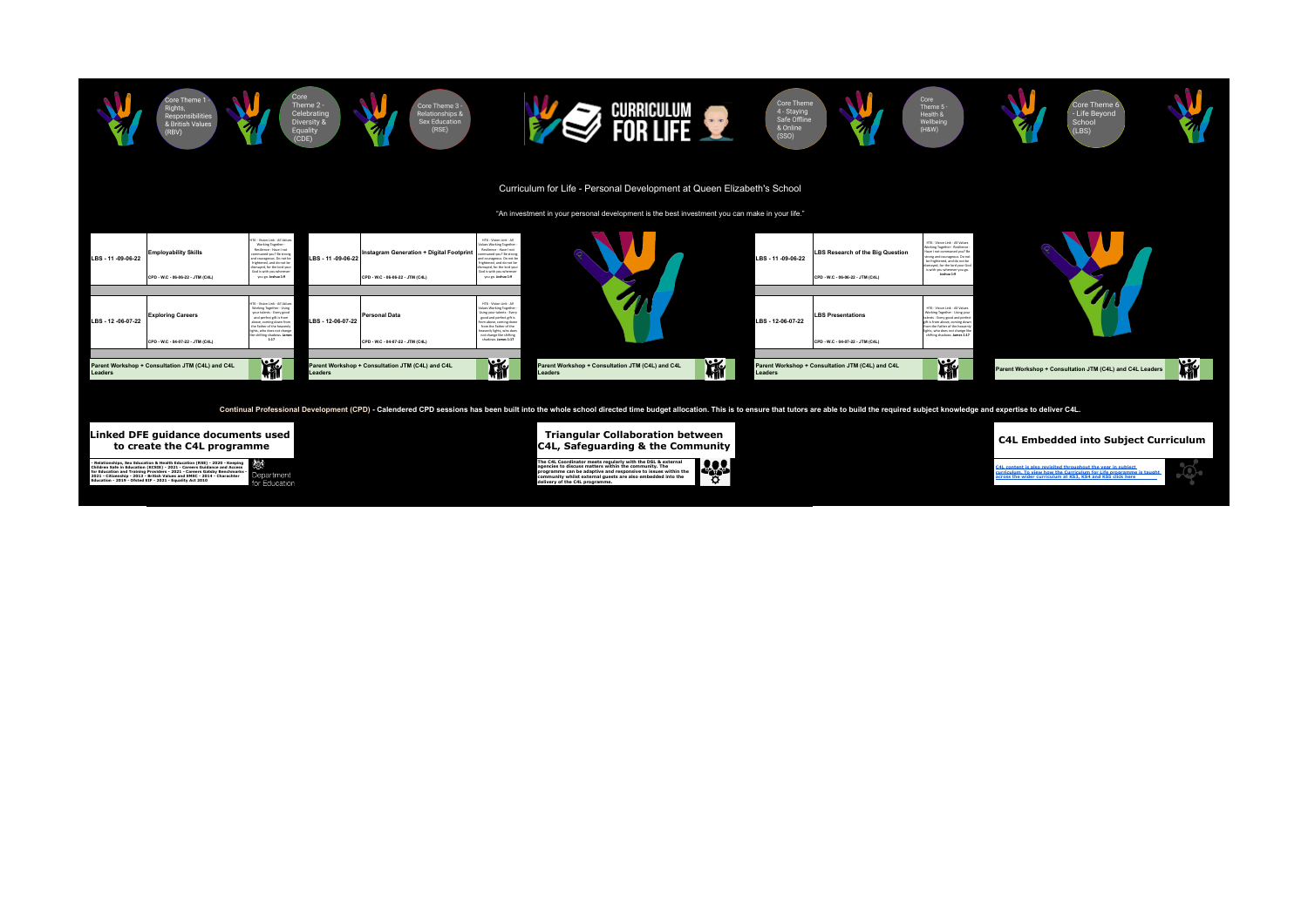Core Theme 1 - Rights, Responsibilities & British Values (RBV)

Core Theme 2 - Celebrating Diversity & Equality (CDE)

Core Theme 3 - Relationships & Sex Education (RSE)

CURRICULUM FOR LIFE

Core Theme 4 - Staying Safe Offline & Online (SSO)

Core Theme 5 - Health & Wellbeing (H&W)

Core Theme 6 - Life Beyond School (LBS)

## Curriculum for Life - Personal Development at Queen Elizabeth's School

"An investment in your personal development is the best investment you can make in your life."

| | | |
|---|---|---|
| LBS - 11 -09-06-22 | **Employability Skills**<br>CPD - W.C - 06-06-22 - JTM (C4L) | HTB - Vision Link - All Values Working Together - Resilience - Have I not commanded you? Be strong and courageous. Do not be frightened, and do not be dismayed, for the lord your God is with you wherever you go. **Joshua 1:9** |
| LBS - 12 -06-07-22 | **Exploring Careers**<br>CPD - W.C - 04-07-22 - JTM (C4L) | HTB - Vision Link - All Values Working Together - Using your talents - Every good and perfect gift is from above, coming down from the Father of the heavenly lights, who does not change like shifting shadows. **James 1:17** |
| Parent Workshop + Consultation JTM (C4L) and C4L Leaders | | |

| | | |
|---|---|---|
| LBS - 11 -09-06-22 | **Instagram Generation + Digital Footprint**<br>CPD - W.C - 06-06-22 - JTM (C4L) | HTB - Vision Link - All Values Working Together - Resilience - Have I not commanded you? Be strong and courageous. Do not be frightened, and do not be dismayed, for the lord your God is with you wherever you go. **Joshua 1:9** |
| LBS - 12-06-07-22 | **Personal Data**<br>CPD - W.C - 04-07-22 - JTM (C4L) | HTB - Vision Link - All Values Working Together - Using your talents - Every good and perfect gift is from above, coming down from the Father of the heavenly lights, who does not change like shifting shadows. **James 1:17** |
| Parent Workshop + Consultation JTM (C4L) and C4L Leaders | | |

Parent Workshop + Consultation JTM (C4L) and C4L Leaders

| | | |
|---|---|---|
| LBS - 11 -09-06-22 | **LBS Research of the Big Question**<br>CPD - W.C - 06-06-22 - JTM (C4L) | HTB - Vision Link - All Values Working Together - Resilience - Have I not commanded you? Be strong and courageous. Do not be frightened, and do not be dismayed, for the lord your God is with you wherever you go. **Joshua 1:9** |
| LBS - 12-06-07-22 | **LBS Presentations**<br>CPD - W.C - 04-07-22 - JTM (C4L) | HTB - Vision Link - All Values Working Together - Using your talents - Every good and perfect gift is from above, coming down from the Father of the heavenly lights, who does not change like shifting shadows. **James 1:17** |
| Parent Workshop + Consultation JTM (C4L) and C4L Leaders | | |

Parent Workshop + Consultation JTM (C4L) and C4L Leaders

**Continual Professional Development (CPD) - Calendered CPD sessions has been built into the whole school directed time budget allocation. This is to ensure that tutors are able to build the required subject knowledge and expertise to deliver C4L.**

### Linked DFE guidance documents used to create the C4L programme

- Relationships, Sex Education & Health Education (RSE) - 2020 - Keeping Children Safe in Education (KCSIE) - 2021 - Careers Guidance and Access for Education and Training Providers - 2021 - Careers Gatsby Benchmarks - 2021 - Citizenship - 2013 - British Values and SMSC - 2014 - Character Education - 2019 - Ofsted EIF - 2021 - Equality Act 2010

Department for Education

### Triangular Collaboration between C4L, Safeguarding & the Community

The C4L Coordinator meets regularly with the DSL & external agencies to discuss matters within the community. The programme can be adaptive and responsive to issues within the community whilst external guests are also embedded into the delivery of the C4L programme.

### C4L Embedded into Subject Curriculum

C4L content is also revisited throughout the year in subject curriculum. To view how the Curriculum for Life programme is taught across the wider curriculum at KS3, KS4 and KS5 click here